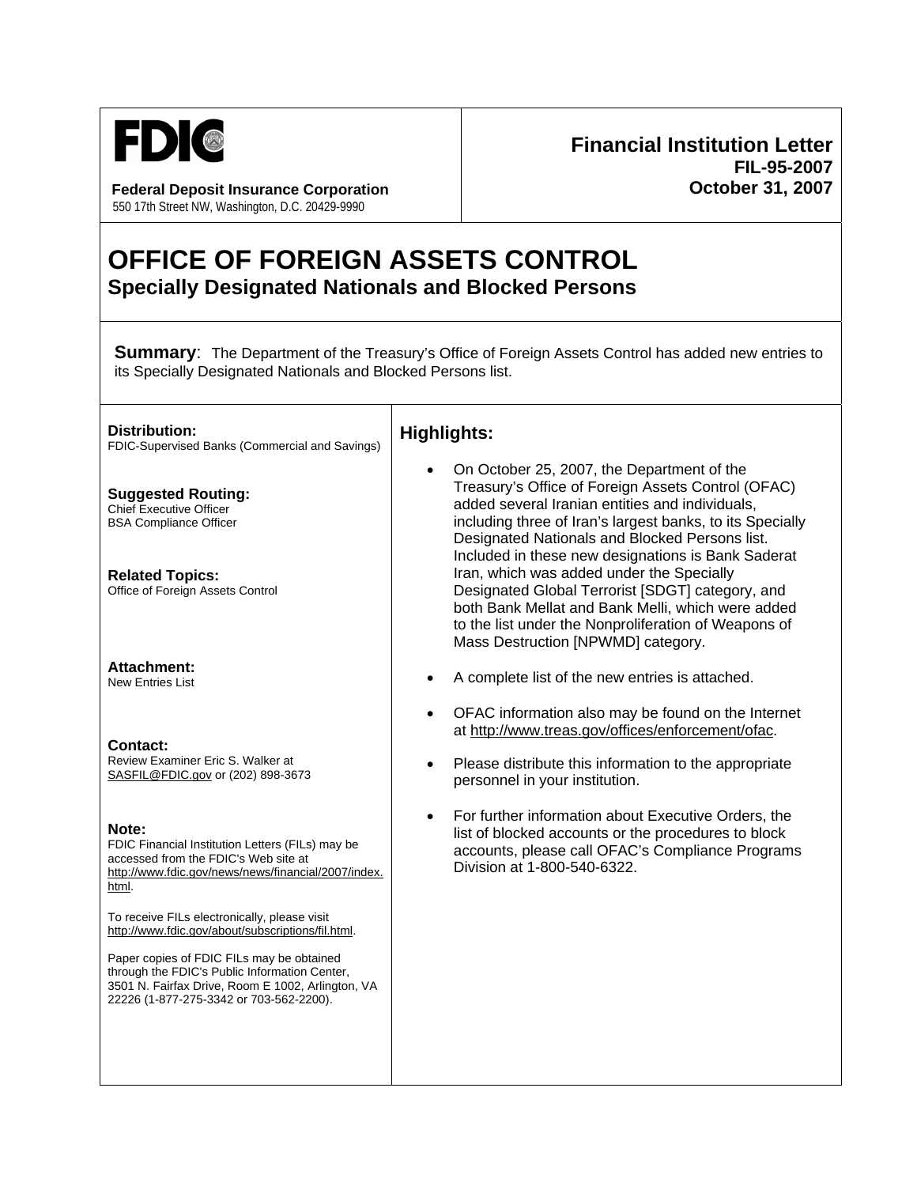FDIC

**Federal Deposit Insurance Corporation**
550 17th Street NW, Washington, D.C. 20429-9990

**Financial Institution Letter**
**FIL-95-2007**
**October 31, 2007**

# OFFICE OF FOREIGN ASSETS CONTROL
## Specially Designated Nationals and Blocked Persons

**Summary**: The Department of the Treasury's Office of Foreign Assets Control has added new entries to its Specially Designated Nationals and Blocked Persons list.

**Distribution:**
FDIC-Supervised Banks (Commercial and Savings)

**Suggested Routing:**
Chief Executive Officer
BSA Compliance Officer

**Related Topics:**
Office of Foreign Assets Control

**Attachment:**
New Entries List

**Contact:**
Review Examiner Eric S. Walker at SASFIL@FDIC.gov or (202) 898-3673

**Note:**
FDIC Financial Institution Letters (FILs) may be accessed from the FDIC's Web site at http://www.fdic.gov/news/news/financial/2007/index.html.

To receive FILs electronically, please visit http://www.fdic.gov/about/subscriptions/fil.html.

Paper copies of FDIC FILs may be obtained through the FDIC's Public Information Center, 3501 N. Fairfax Drive, Room E 1002, Arlington, VA 22226 (1-877-275-3342 or 703-562-2200).

## Highlights:

- On October 25, 2007, the Department of the Treasury's Office of Foreign Assets Control (OFAC) added several Iranian entities and individuals, including three of Iran's largest banks, to its Specially Designated Nationals and Blocked Persons list. Included in these new designations is Bank Saderat Iran, which was added under the Specially Designated Global Terrorist [SDGT] category, and both Bank Mellat and Bank Melli, which were added to the list under the Nonproliferation of Weapons of Mass Destruction [NPWMD] category.
- A complete list of the new entries is attached.
- OFAC information also may be found on the Internet at http://www.treas.gov/offices/enforcement/ofac.
- Please distribute this information to the appropriate personnel in your institution.
- For further information about Executive Orders, the list of blocked accounts or the procedures to block accounts, please call OFAC's Compliance Programs Division at 1-800-540-6322.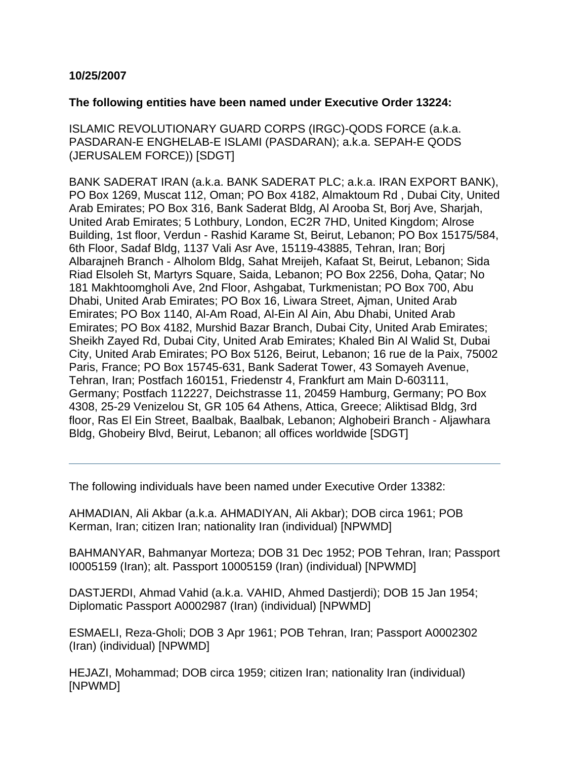**10/25/2007**

**The following entities have been named under Executive Order 13224:**

ISLAMIC REVOLUTIONARY GUARD CORPS (IRGC)-QODS FORCE (a.k.a. PASDARAN-E ENGHELAB-E ISLAMI (PASDARAN); a.k.a. SEPAH-E QODS (JERUSALEM FORCE)) [SDGT]

BANK SADERAT IRAN (a.k.a. BANK SADERAT PLC; a.k.a. IRAN EXPORT BANK), PO Box 1269, Muscat 112, Oman; PO Box 4182, Almaktoum Rd , Dubai City, United Arab Emirates; PO Box 316, Bank Saderat Bldg, Al Arooba St, Borj Ave, Sharjah, United Arab Emirates; 5 Lothbury, London, EC2R 7HD, United Kingdom; Alrose Building, 1st floor, Verdun - Rashid Karame St, Beirut, Lebanon; PO Box 15175/584, 6th Floor, Sadaf Bldg, 1137 Vali Asr Ave, 15119-43885, Tehran, Iran; Borj Albarajneh Branch - Alholom Bldg, Sahat Mreijeh, Kafaat St, Beirut, Lebanon; Sida Riad Elsoleh St, Martyrs Square, Saida, Lebanon; PO Box 2256, Doha, Qatar; No 181 Makhtoomgholi Ave, 2nd Floor, Ashgabat, Turkmenistan; PO Box 700, Abu Dhabi, United Arab Emirates; PO Box 16, Liwara Street, Ajman, United Arab Emirates; PO Box 1140, Al-Am Road, Al-Ein Al Ain, Abu Dhabi, United Arab Emirates; PO Box 4182, Murshid Bazar Branch, Dubai City, United Arab Emirates; Sheikh Zayed Rd, Dubai City, United Arab Emirates; Khaled Bin Al Walid St, Dubai City, United Arab Emirates; PO Box 5126, Beirut, Lebanon; 16 rue de la Paix, 75002 Paris, France; PO Box 15745-631, Bank Saderat Tower, 43 Somayeh Avenue, Tehran, Iran; Postfach 160151, Friedenstr 4, Frankfurt am Main D-603111, Germany; Postfach 112227, Deichstrasse 11, 20459 Hamburg, Germany; PO Box 4308, 25-29 Venizelou St, GR 105 64 Athens, Attica, Greece; Aliktisad Bldg, 3rd floor, Ras El Ein Street, Baalbak, Baalbak, Lebanon; Alghobeiri Branch - Aljawhara Bldg, Ghobeiry Blvd, Beirut, Lebanon; all offices worldwide [SDGT]

---

The following individuals have been named under Executive Order 13382:

AHMADIAN, Ali Akbar (a.k.a. AHMADIYAN, Ali Akbar); DOB circa 1961; POB Kerman, Iran; citizen Iran; nationality Iran (individual) [NPWMD]

BAHMANYAR, Bahmanyar Morteza; DOB 31 Dec 1952; POB Tehran, Iran; Passport I0005159 (Iran); alt. Passport 10005159 (Iran) (individual) [NPWMD]

DASTJERDI, Ahmad Vahid (a.k.a. VAHID, Ahmed Dastjerdi); DOB 15 Jan 1954; Diplomatic Passport A0002987 (Iran) (individual) [NPWMD]

ESMAELI, Reza-Gholi; DOB 3 Apr 1961; POB Tehran, Iran; Passport A0002302 (Iran) (individual) [NPWMD]

HEJAZI, Mohammad; DOB circa 1959; citizen Iran; nationality Iran (individual) [NPWMD]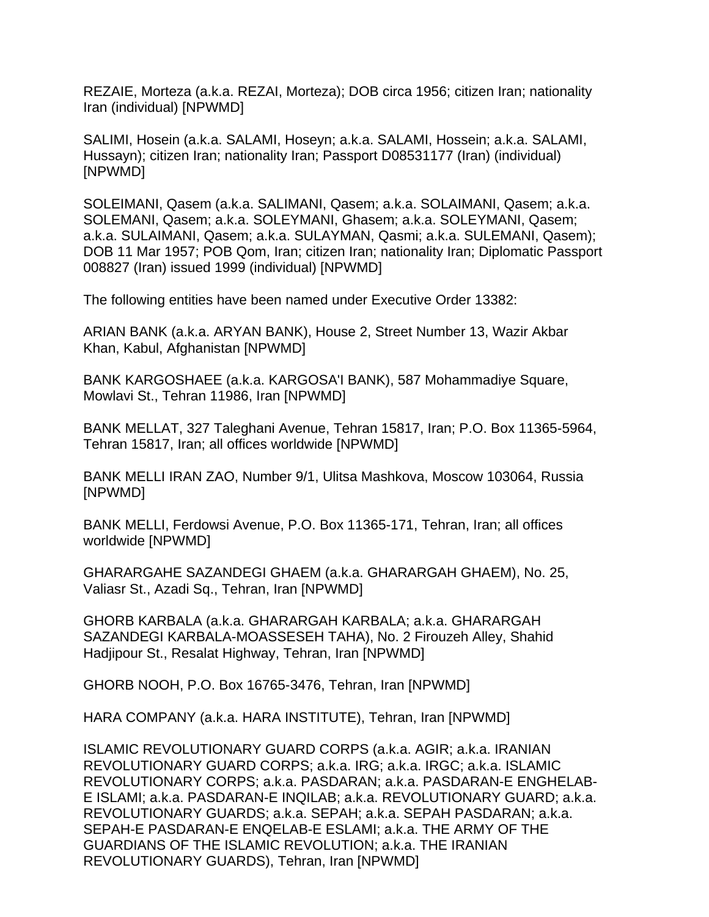REZAIE, Morteza (a.k.a. REZAI, Morteza); DOB circa 1956; citizen Iran; nationality Iran (individual) [NPWMD]

SALIMI, Hosein (a.k.a. SALAMI, Hoseyn; a.k.a. SALAMI, Hossein; a.k.a. SALAMI, Hussayn); citizen Iran; nationality Iran; Passport D08531177 (Iran) (individual) [NPWMD]

SOLEIMANI, Qasem (a.k.a. SALIMANI, Qasem; a.k.a. SOLAIMANI, Qasem; a.k.a. SOLEMANI, Qasem; a.k.a. SOLEYMANI, Ghasem; a.k.a. SOLEYMANI, Qasem; a.k.a. SULAIMANI, Qasem; a.k.a. SULAYMAN, Qasmi; a.k.a. SULEMANI, Qasem); DOB 11 Mar 1957; POB Qom, Iran; citizen Iran; nationality Iran; Diplomatic Passport 008827 (Iran) issued 1999 (individual) [NPWMD]

The following entities have been named under Executive Order 13382:

ARIAN BANK (a.k.a. ARYAN BANK), House 2, Street Number 13, Wazir Akbar Khan, Kabul, Afghanistan [NPWMD]

BANK KARGOSHAEE (a.k.a. KARGOSA'I BANK), 587 Mohammadiye Square, Mowlavi St., Tehran 11986, Iran [NPWMD]

BANK MELLAT, 327 Taleghani Avenue, Tehran 15817, Iran; P.O. Box 11365-5964, Tehran 15817, Iran; all offices worldwide [NPWMD]

BANK MELLI IRAN ZAO, Number 9/1, Ulitsa Mashkova, Moscow 103064, Russia [NPWMD]

BANK MELLI, Ferdowsi Avenue, P.O. Box 11365-171, Tehran, Iran; all offices worldwide [NPWMD]

GHARARGAHE SAZANDEGI GHAEM (a.k.a. GHARARGAH GHAEM), No. 25, Valiasr St., Azadi Sq., Tehran, Iran [NPWMD]

GHORB KARBALA (a.k.a. GHARARGAH KARBALA; a.k.a. GHARARGAH SAZANDEGI KARBALA-MOASSESEH TAHA), No. 2 Firouzeh Alley, Shahid Hadjipour St., Resalat Highway, Tehran, Iran [NPWMD]

GHORB NOOH, P.O. Box 16765-3476, Tehran, Iran [NPWMD]

HARA COMPANY (a.k.a. HARA INSTITUTE), Tehran, Iran [NPWMD]

ISLAMIC REVOLUTIONARY GUARD CORPS (a.k.a. AGIR; a.k.a. IRANIAN REVOLUTIONARY GUARD CORPS; a.k.a. IRG; a.k.a. IRGC; a.k.a. ISLAMIC REVOLUTIONARY CORPS; a.k.a. PASDARAN; a.k.a. PASDARAN-E ENGHELAB-E ISLAMI; a.k.a. PASDARAN-E INQILAB; a.k.a. REVOLUTIONARY GUARD; a.k.a. REVOLUTIONARY GUARDS; a.k.a. SEPAH; a.k.a. SEPAH PASDARAN; a.k.a. SEPAH-E PASDARAN-E ENQELAB-E ESLAMI; a.k.a. THE ARMY OF THE GUARDIANS OF THE ISLAMIC REVOLUTION; a.k.a. THE IRANIAN REVOLUTIONARY GUARDS), Tehran, Iran [NPWMD]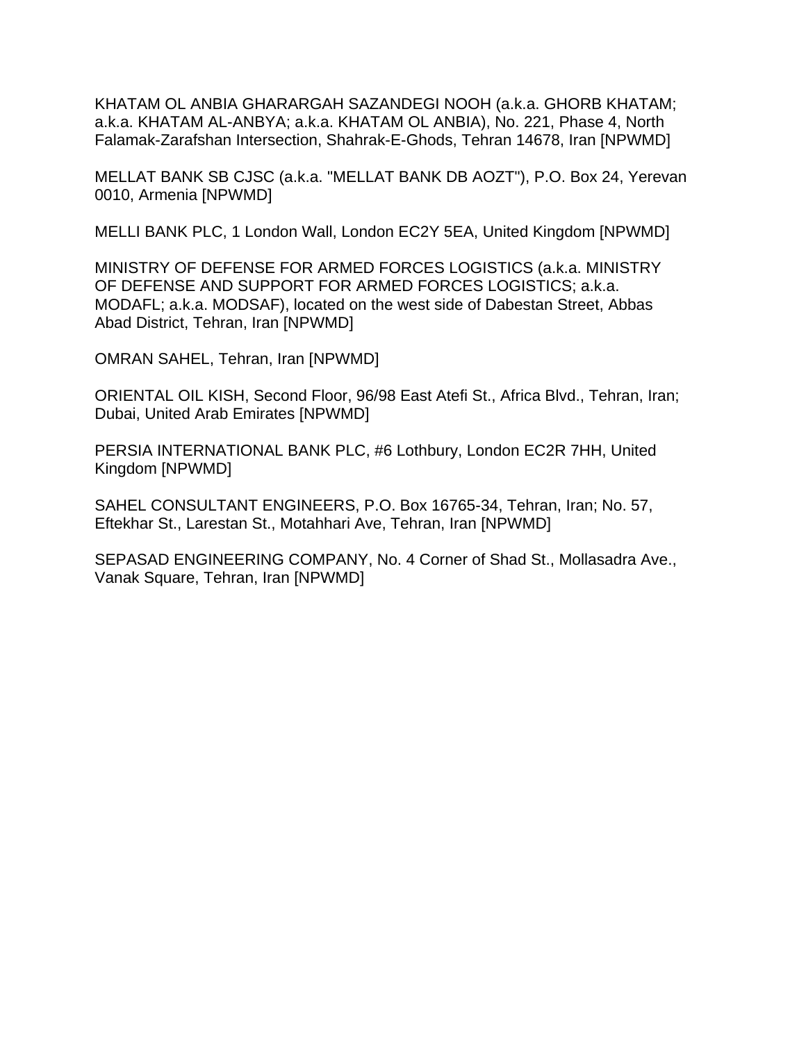KHATAM OL ANBIA GHARARGAH SAZANDEGI NOOH (a.k.a. GHORB KHATAM; a.k.a. KHATAM AL-ANBYA; a.k.a. KHATAM OL ANBIA), No. 221, Phase 4, North Falamak-Zarafshan Intersection, Shahrak-E-Ghods, Tehran 14678, Iran [NPWMD]

MELLAT BANK SB CJSC (a.k.a. "MELLAT BANK DB AOZT"), P.O. Box 24, Yerevan 0010, Armenia [NPWMD]

MELLI BANK PLC, 1 London Wall, London EC2Y 5EA, United Kingdom [NPWMD]

MINISTRY OF DEFENSE FOR ARMED FORCES LOGISTICS (a.k.a. MINISTRY OF DEFENSE AND SUPPORT FOR ARMED FORCES LOGISTICS; a.k.a. MODAFL; a.k.a. MODSAF), located on the west side of Dabestan Street, Abbas Abad District, Tehran, Iran [NPWMD]

OMRAN SAHEL, Tehran, Iran [NPWMD]

ORIENTAL OIL KISH, Second Floor, 96/98 East Atefi St., Africa Blvd., Tehran, Iran; Dubai, United Arab Emirates [NPWMD]

PERSIA INTERNATIONAL BANK PLC, #6 Lothbury, London EC2R 7HH, United Kingdom [NPWMD]

SAHEL CONSULTANT ENGINEERS, P.O. Box 16765-34, Tehran, Iran; No. 57, Eftekhar St., Larestan St., Motahhari Ave, Tehran, Iran [NPWMD]

SEPASAD ENGINEERING COMPANY, No. 4 Corner of Shad St., Mollasadra Ave., Vanak Square, Tehran, Iran [NPWMD]